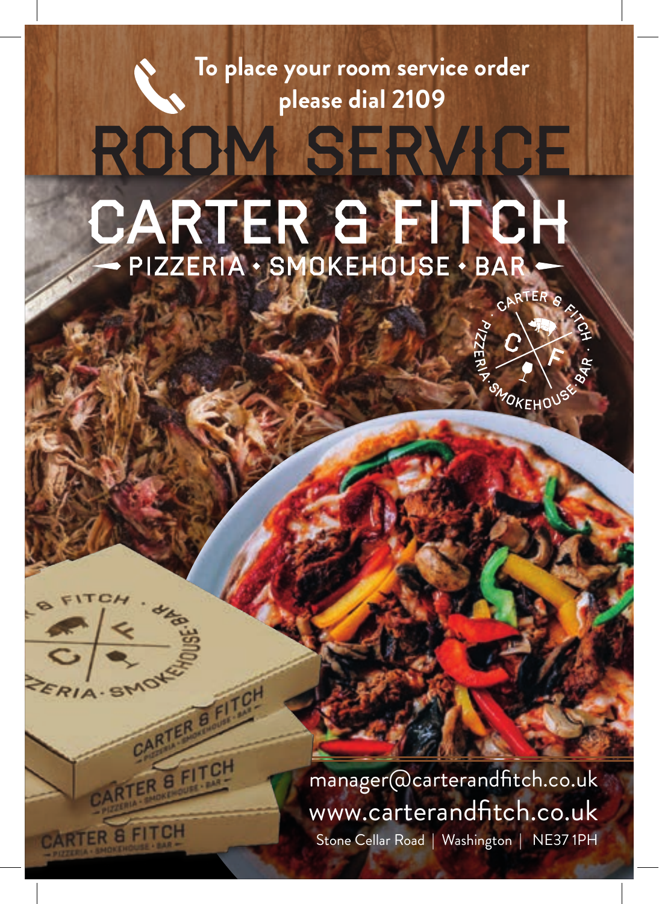To place your room service order please dial 2109

# ROOM SERVICE

# CARTER & FITCH

## PIZZERIA • SMOKEHOUSE • BAR

manager@carterandfitch.co.uk

www.carterandfitch.co.uk

Stone Cellar Road | Washington | NE37 1PH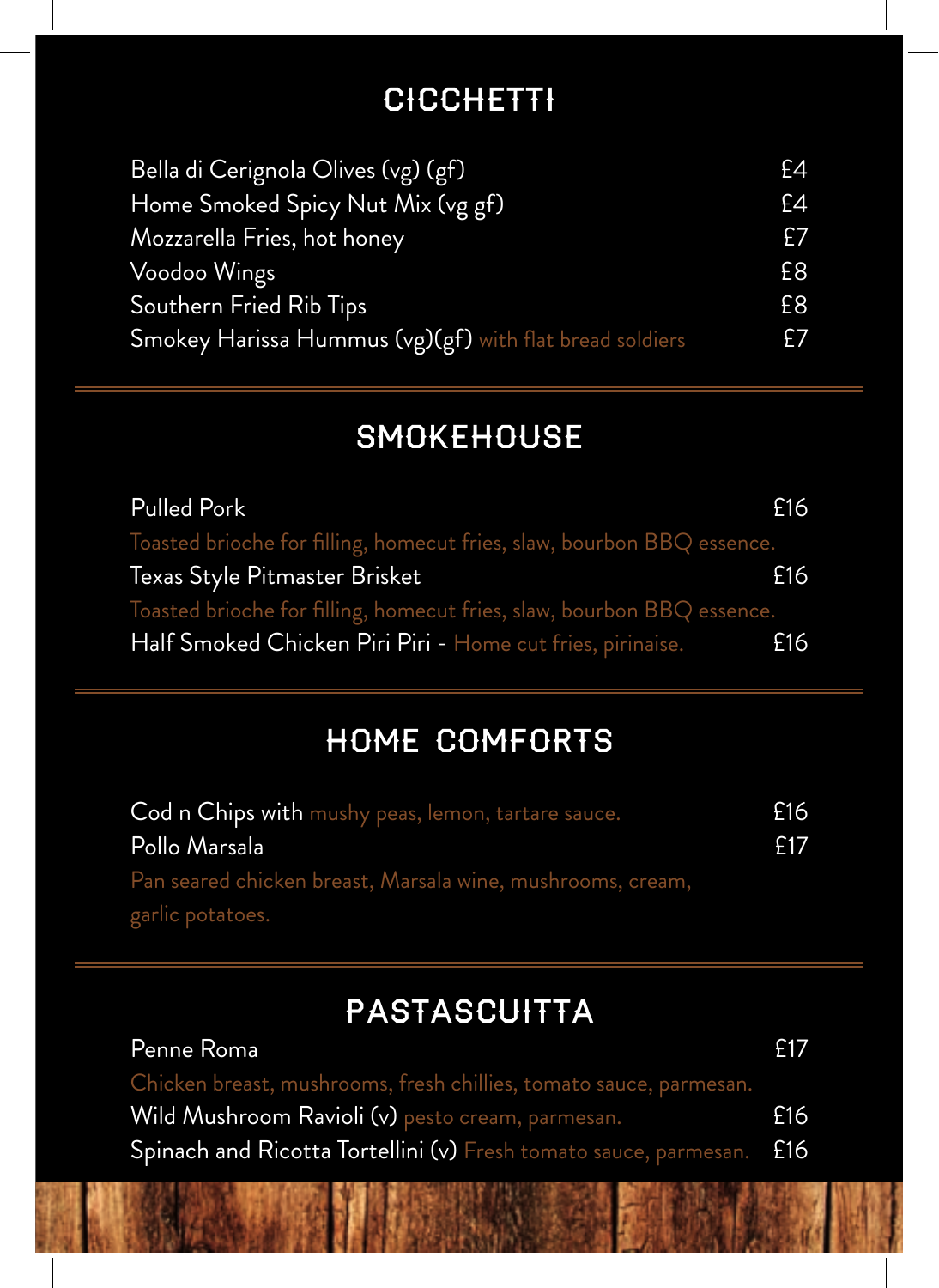## CICCHETTI

Bella di Cerignola Olives (vg) (gf) £4

Home Smoked Spicy Nut Mix (vg gf) £4

Mozzarella Fries, hot honey £7

Voodoo Wings £8

Southern Fried Rib Tips £8

Smokey Harissa Hummus (vg)(gf) with flat bread soldiers £7

## SMOKEHOUSE

Pulled Pork £16

Toasted brioche for filling, homecut fries, slaw, bourbon BBQ essence.

Texas Style Pitmaster Brisket £16

Toasted brioche for filling, homecut fries, slaw, bourbon BBQ essence.

Half Smoked Chicken Piri Piri - Home cut fries, pirinaise. £16

## HOME COMFORTS

Cod n Chips with mushy peas, lemon, tartare sauce. £16

Pollo Marsala £17

Pan seared chicken breast, Marsala wine, mushrooms, cream, garlic potatoes.

## PASTASCUITTA

Penne Roma £17

Chicken breast, mushrooms, fresh chillies, tomato sauce, parmesan.

Wild Mushroom Ravioli (v) pesto cream, parmesan. £16

Spinach and Ricotta Tortellini (v) Fresh tomato sauce, parmesan. £16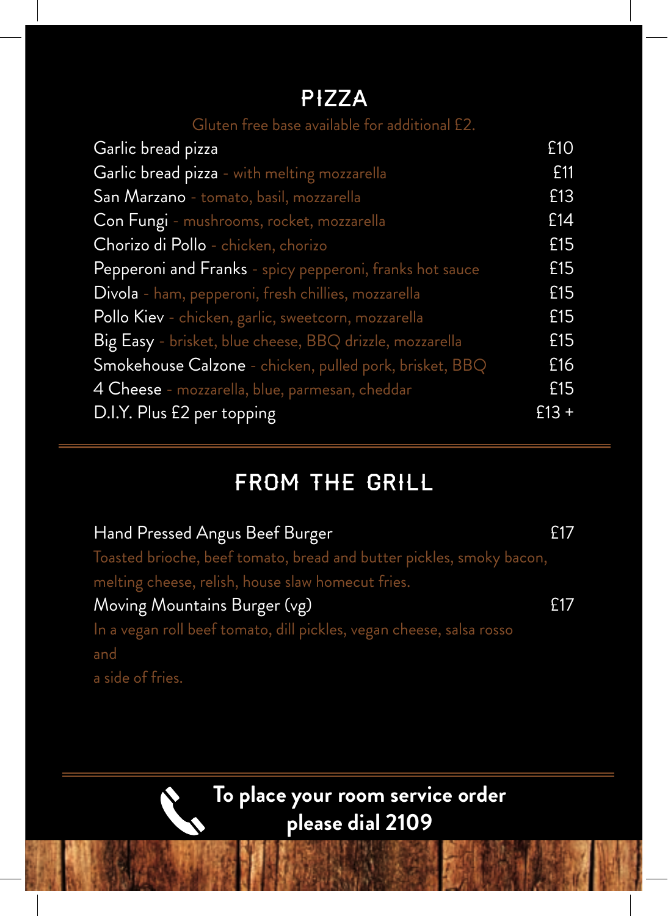## PIZZA

Gluten free base available for additional £2.

| Item | Price |
| --- | --- |
| Garlic bread pizza | £10 |
| Garlic bread pizza - with melting mozzarella | £11 |
| San Marzano - tomato, basil, mozzarella | £13 |
| Con Fungi - mushrooms, rocket, mozzarella | £14 |
| Chorizo di Pollo - chicken, chorizo | £15 |
| Pepperoni and Franks - spicy pepperoni, franks hot sauce | £15 |
| Divola - ham, pepperoni, fresh chillies, mozzarella | £15 |
| Pollo Kiev - chicken, garlic, sweetcorn, mozzarella | £15 |
| Big Easy - brisket, blue cheese, BBQ drizzle, mozzarella | £15 |
| Smokehouse Calzone - chicken, pulled pork, brisket, BBQ | £16 |
| 4 Cheese - mozzarella, blue, parmesan, cheddar | £15 |
| D.I.Y. Plus £2 per topping | £13 + |

## FROM THE GRILL

**Hand Pressed Angus Beef Burger** — £17

Toasted brioche, beef tomato, bread and butter pickles, smoky bacon, melting cheese, relish, house slaw homecut fries.

**Moving Mountains Burger (vg)** — £17

In a vegan roll beef tomato, dill pickles, vegan cheese, salsa rosso and a side of fries.

**To place your room service order please dial 2109**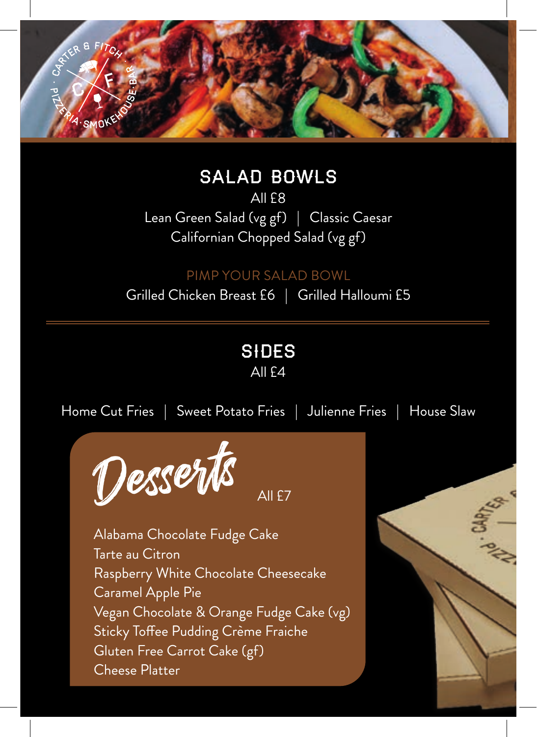## SALAD BOWLS

All £8

Lean Green Salad (vg gf) | Classic Caesar

Californian Chopped Salad (vg gf)

### PIMP YOUR SALAD BOWL

Grilled Chicken Breast £6 | Grilled Halloumi £5

## SIDES

All £4

Home Cut Fries | Sweet Potato Fries | Julienne Fries | House Slaw

## Desserts

All £7

Alabama Chocolate Fudge Cake
Tarte au Citron
Raspberry White Chocolate Cheesecake
Caramel Apple Pie
Vegan Chocolate & Orange Fudge Cake (vg)
Sticky Toffee Pudding Crème Fraiche
Gluten Free Carrot Cake (gf)
Cheese Platter